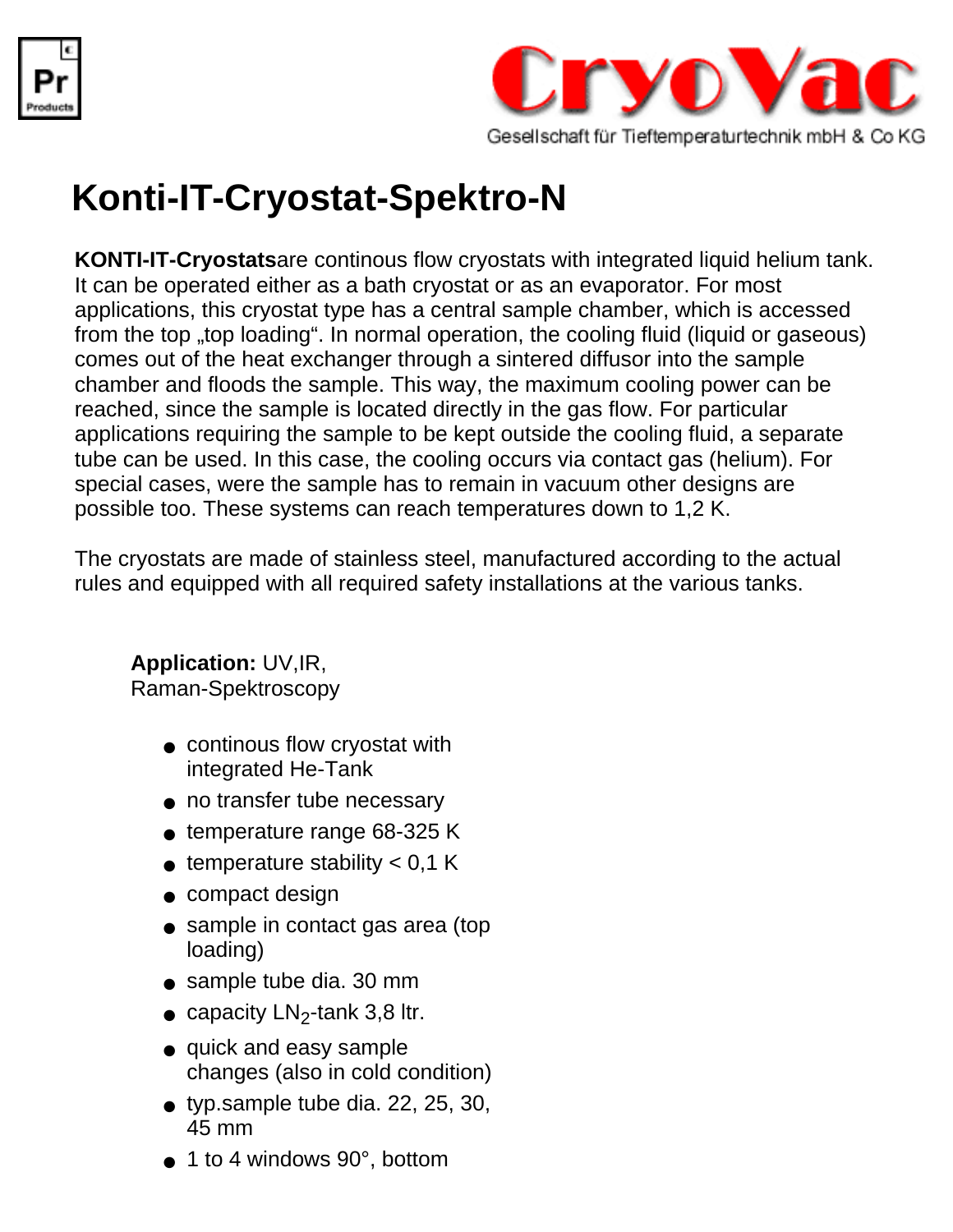CryoVac

Gesellschaft für Tieftemperaturtechnik mbH & Co KG

# Konti-IT-Cryostat-Spektro-N

**KONTI-IT-Cryostats**are continous flow cryostats with integrated liquid helium tank. It can be operated either as a bath cryostat or as an evaporator. For most applications, this cryostat type has a central sample chamber, which is accessed from the top „top loading". In normal operation, the cooling fluid (liquid or gaseous) comes out of the heat exchanger through a sintered diffusor into the sample chamber and floods the sample. This way, the maximum cooling power can be reached, since the sample is located directly in the gas flow. For particular applications requiring the sample to be kept outside the cooling fluid, a separate tube can be used. In this case, the cooling occurs via contact gas (helium). For special cases, were the sample has to remain in vacuum other designs are possible too. These systems can reach temperatures down to 1,2 K.

The cryostats are made of stainless steel, manufactured according to the actual rules and equipped with all required safety installations at the various tanks.

**Application:** UV,IR, Raman-Spektroscopy

- continous flow cryostat with integrated He-Tank
- no transfer tube necessary
- temperature range 68-325 K
- temperature stability < 0,1 K
- compact design
- sample in contact gas area (top loading)
- sample tube dia. 30 mm
- capacity $LN_2$-tank 3,8 ltr.
- quick and easy sample changes (also in cold condition)
- typ.sample tube dia. 22, 25, 30, 45 mm
- 1 to 4 windows 90°, bottom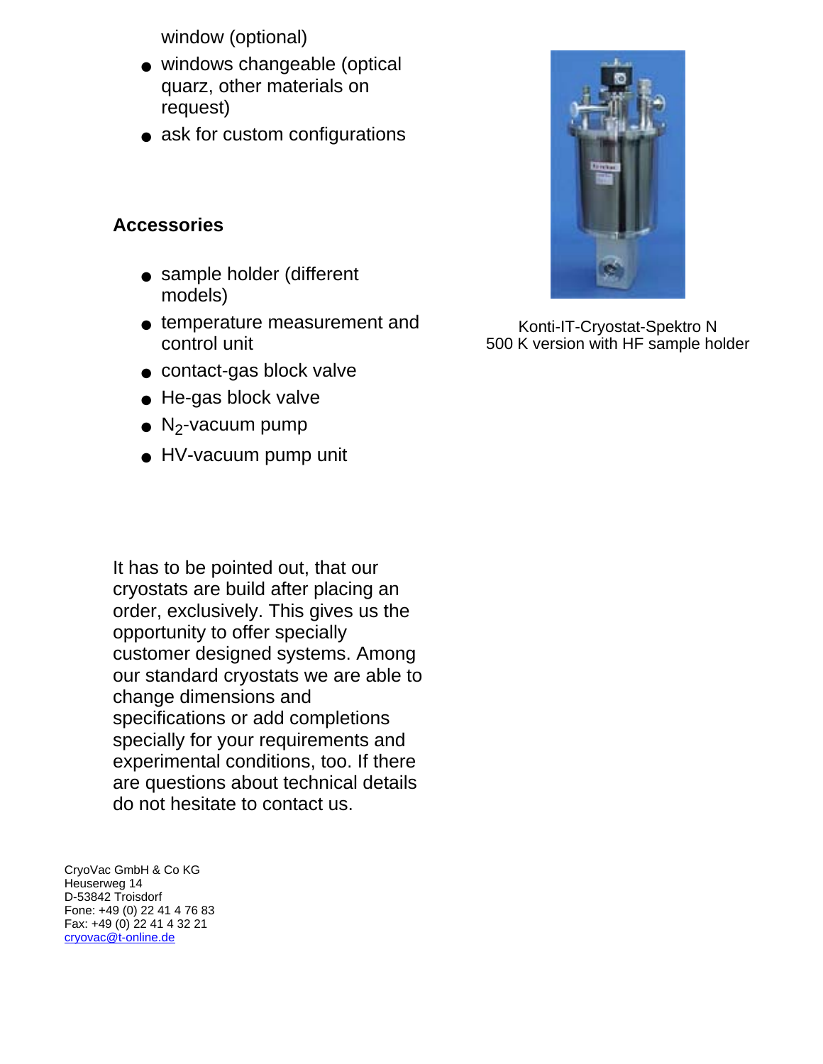window (optional)

- windows changeable (optical quarz, other materials on request)
- ask for custom configurations

**Accessories**

- sample holder (different models)
- temperature measurement and control unit
- contact-gas block valve
- He-gas block valve
- $N_2$-vacuum pump
- HV-vacuum pump unit

Konti-IT-Cryostat-Spektro N
500 K version with HF sample holder

It has to be pointed out, that our cryostats are build after placing an order, exclusively. This gives us the opportunity to offer specially customer designed systems. Among our standard cryostats we are able to change dimensions and specifications or add completions specially for your requirements and experimental conditions, too. If there are questions about technical details do not hesitate to contact us.

CryoVac GmbH & Co KG
Heuserweg 14
D-53842 Troisdorf
Fone: +49 (0) 22 41 4 76 83
Fax: +49 (0) 22 41 4 32 21
cryovac@t-online.de